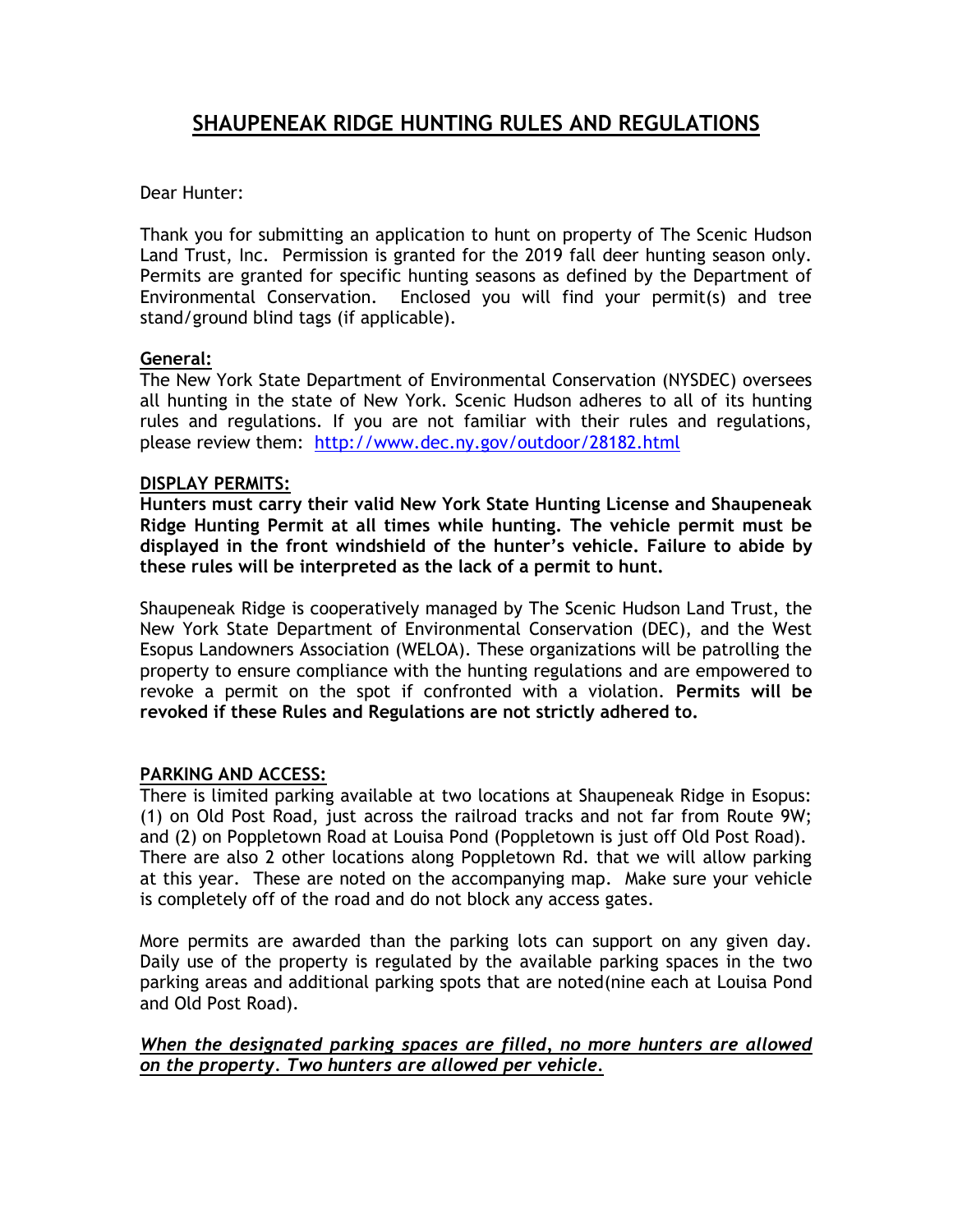# SHAUPENEAK RIDGE HUNTING RULES AND REGULATIONS

Dear Hunter:

Thank you for submitting an application to hunt on property of The Scenic Hudson Land Trust, Inc. Permission is granted for the 2019 fall deer hunting season only. Permits are granted for specific hunting seasons as defined by the Department of Environmental Conservation. Enclosed you will find your permit(s) and tree stand/ground blind tags (if applicable).

## General:

The New York State Department of Environmental Conservation (NYSDEC) oversees all hunting in the state of New York. Scenic Hudson adheres to all of its hunting rules and regulations. If you are not familiar with their rules and regulations, please review them: http://www.dec.ny.gov/outdoor/28182.html

## DISPLAY PERMITS:

**Hunters must carry their valid New York State Hunting License and Shaupeneak Ridge Hunting Permit at all times while hunting. The vehicle permit must be displayed in the front windshield of the hunter's vehicle. Failure to abide by these rules will be interpreted as the lack of a permit to hunt.**

Shaupeneak Ridge is cooperatively managed by The Scenic Hudson Land Trust, the New York State Department of Environmental Conservation (DEC), and the West Esopus Landowners Association (WELOA). These organizations will be patrolling the property to ensure compliance with the hunting regulations and are empowered to revoke a permit on the spot if confronted with a violation. **Permits will be revoked if these Rules and Regulations are not strictly adhered to.**

## PARKING AND ACCESS:

There is limited parking available at two locations at Shaupeneak Ridge in Esopus: (1) on Old Post Road, just across the railroad tracks and not far from Route 9W; and (2) on Poppletown Road at Louisa Pond (Poppletown is just off Old Post Road). There are also 2 other locations along Poppletown Rd. that we will allow parking at this year. These are noted on the accompanying map. Make sure your vehicle is completely off of the road and do not block any access gates.

More permits are awarded than the parking lots can support on any given day. Daily use of the property is regulated by the available parking spaces in the two parking areas and additional parking spots that are noted(nine each at Louisa Pond and Old Post Road).

***When the designated parking spaces are filled, no more hunters are allowed on the property. Two hunters are allowed per vehicle.***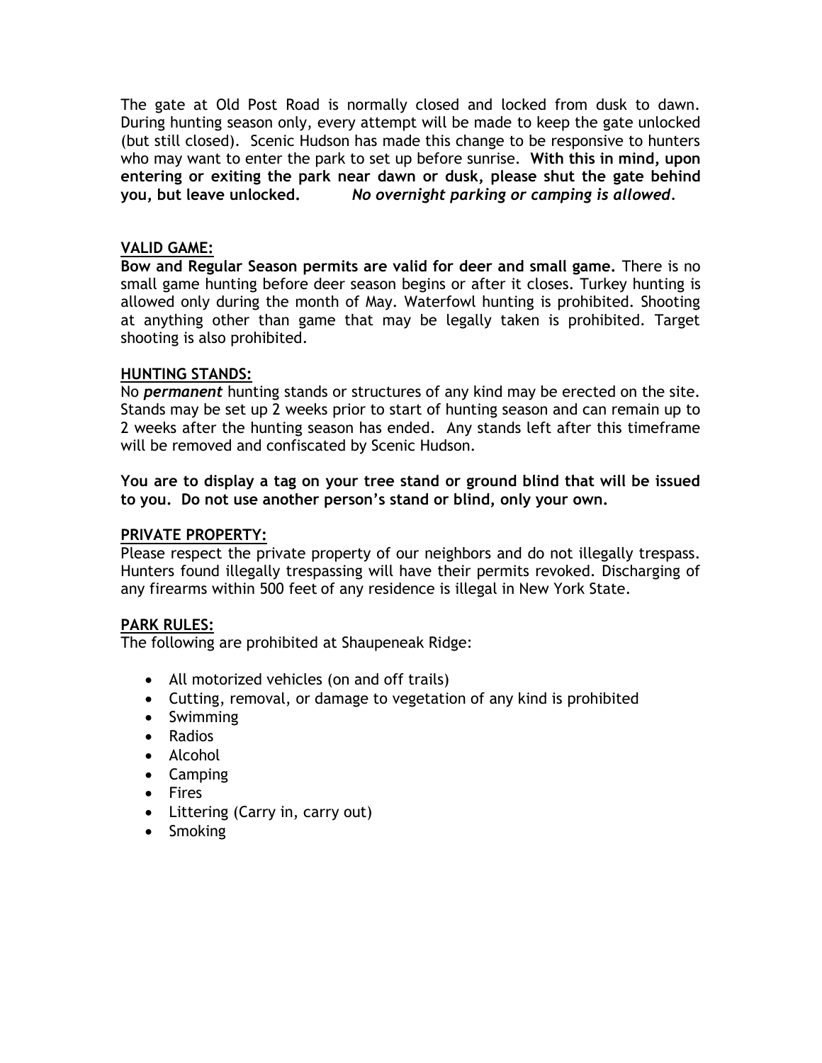The gate at Old Post Road is normally closed and locked from dusk to dawn. During hunting season only, every attempt will be made to keep the gate unlocked (but still closed). Scenic Hudson has made this change to be responsive to hunters who may want to enter the park to set up before sunrise. **With this in mind, upon entering or exiting the park near dawn or dusk, please shut the gate behind you, but leave unlocked.** *No overnight parking or camping is allowed.*

## VALID GAME:

**Bow and Regular Season permits are valid for deer and small game.** There is no small game hunting before deer season begins or after it closes. Turkey hunting is allowed only during the month of May. Waterfowl hunting is prohibited. Shooting at anything other than game that may be legally taken is prohibited. Target shooting is also prohibited.

## HUNTING STANDS:

No ***permanent*** hunting stands or structures of any kind may be erected on the site. Stands may be set up 2 weeks prior to start of hunting season and can remain up to 2 weeks after the hunting season has ended. Any stands left after this timeframe will be removed and confiscated by Scenic Hudson.

**You are to display a tag on your tree stand or ground blind that will be issued to you. Do not use another person's stand or blind, only your own.**

## PRIVATE PROPERTY:

Please respect the private property of our neighbors and do not illegally trespass. Hunters found illegally trespassing will have their permits revoked. Discharging of any firearms within 500 feet of any residence is illegal in New York State.

## PARK RULES:

The following are prohibited at Shaupeneak Ridge:

- All motorized vehicles (on and off trails)
- Cutting, removal, or damage to vegetation of any kind is prohibited
- Swimming
- Radios
- Alcohol
- Camping
- Fires
- Littering (Carry in, carry out)
- Smoking